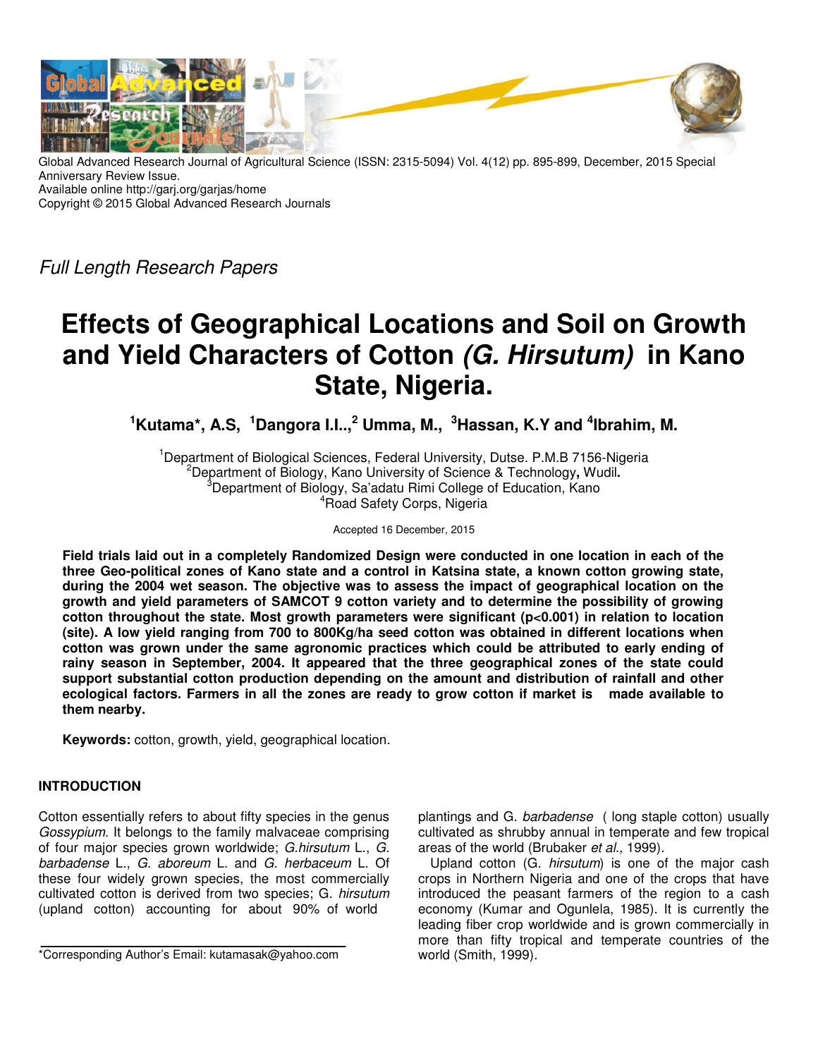Global Advanced Research Journal of Agricultural Science (ISSN: 2315-5094) Vol. 4(12) pp. 895-899, December, 2015 Special Anniversary Review Issue.
Available online http://garj.org/garjas/home
Copyright © 2015 Global Advanced Research Journals

*Full Length Research Papers*

# Effects of Geographical Locations and Soil on Growth and Yield Characters of Cotton *(G. Hirsutum)* in Kano State, Nigeria.

**[1]Kutama\*, A.S, [1]Dangora I.I.., [2] Umma, M., [3]Hassan, K.Y and [4]Ibrahim, M.**

[1]Department of Biological Sciences, Federal University, Dutse. P.M.B 7156-Nigeria
[2]Department of Biology, Kano University of Science & Technology, Wudil.
[3]Department of Biology, Sa'adatu Rimi College of Education, Kano
[4]Road Safety Corps, Nigeria

Accepted 16 December, 2015

**Field trials laid out in a completely Randomized Design were conducted in one location in each of the three Geo-political zones of Kano state and a control in Katsina state, a known cotton growing state, during the 2004 wet season. The objective was to assess the impact of geographical location on the growth and yield parameters of SAMCOT 9 cotton variety and to determine the possibility of growing cotton throughout the state. Most growth parameters were significant ($p<0.001$) in relation to location (site). A low yield ranging from 700 to 800Kg/ha seed cotton was obtained in different locations when cotton was grown under the same agronomic practices which could be attributed to early ending of rainy season in September, 2004. It appeared that the three geographical zones of the state could support substantial cotton production depending on the amount and distribution of rainfall and other ecological factors. Farmers in all the zones are ready to grow cotton if market is made available to them nearby.**

**Keywords:** cotton, growth, yield, geographical location.

## INTRODUCTION

Cotton essentially refers to about fifty species in the genus *Gossypium*. It belongs to the family malvaceae comprising of four major species grown worldwide; *G.hirsutum* L., *G. barbadense* L., *G. aboreum* L. and *G. herbaceum* L. Of these four widely grown species, the most commercially cultivated cotton is derived from two species; G. *hirsutum* (upland cotton) accounting for about 90% of world plantings and G. *barbadense* ( long staple cotton) usually cultivated as shrubby annual in temperate and few tropical areas of the world (Brubaker *et al.,* 1999).

Upland cotton (G. *hirsutum*) is one of the major cash crops in Northern Nigeria and one of the crops that have introduced the peasant farmers of the region to a cash economy (Kumar and Ogunlela, 1985). It is currently the leading fiber crop worldwide and is grown commercially in more than fifty tropical and temperate countries of the world (Smith, 1999).

\*Corresponding Author's Email: kutamasak@yahoo.com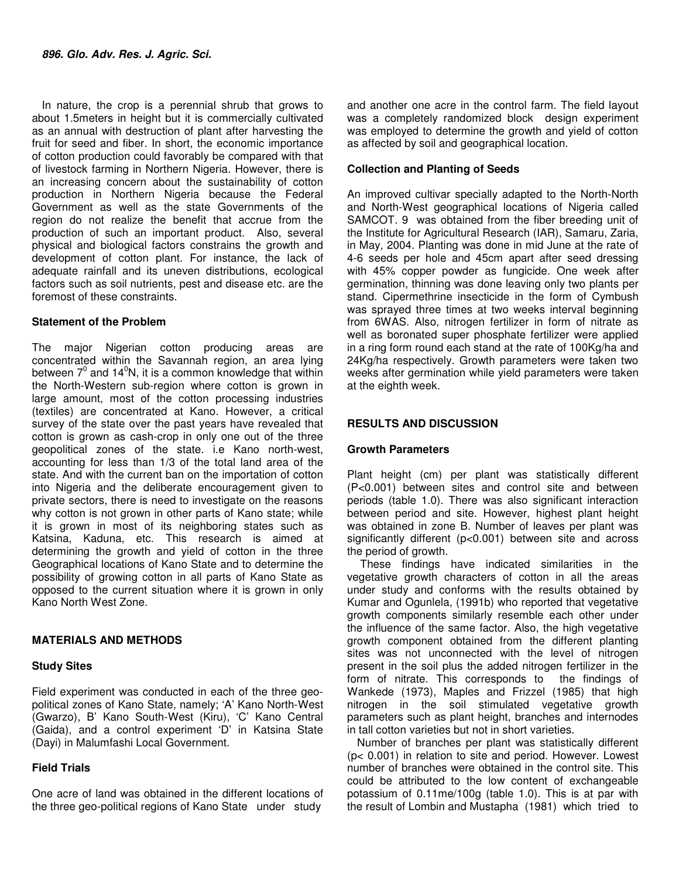In nature, the crop is a perennial shrub that grows to about 1.5meters in height but it is commercially cultivated as an annual with destruction of plant after harvesting the fruit for seed and fiber. In short, the economic importance of cotton production could favorably be compared with that of livestock farming in Northern Nigeria. However, there is an increasing concern about the sustainability of cotton production in Northern Nigeria because the Federal Government as well as the state Governments of the region do not realize the benefit that accrue from the production of such an important product. Also, several physical and biological factors constrains the growth and development of cotton plant. For instance, the lack of adequate rainfall and its uneven distributions, ecological factors such as soil nutrients, pest and disease etc. are the foremost of these constraints.

### Statement of the Problem

The major Nigerian cotton producing areas are concentrated within the Savannah region, an area lying between $7^0$ and $14^0$N, it is a common knowledge that within the North-Western sub-region where cotton is grown in large amount, most of the cotton processing industries (textiles) are concentrated at Kano. However, a critical survey of the state over the past years have revealed that cotton is grown as cash-crop in only one out of the three geopolitical zones of the state. i.e Kano north-west, accounting for less than 1/3 of the total land area of the state. And with the current ban on the importation of cotton into Nigeria and the deliberate encouragement given to private sectors, there is need to investigate on the reasons why cotton is not grown in other parts of Kano state; while it is grown in most of its neighboring states such as Katsina, Kaduna, etc. This research is aimed at determining the growth and yield of cotton in the three Geographical locations of Kano State and to determine the possibility of growing cotton in all parts of Kano State as opposed to the current situation where it is grown in only Kano North West Zone.

## MATERIALS AND METHODS

### Study Sites

Field experiment was conducted in each of the three geo-political zones of Kano State, namely; 'A' Kano North-West (Gwarzo), B' Kano South-West (Kiru), 'C' Kano Central (Gaida), and a control experiment 'D' in Katsina State (Dayi) in Malumfashi Local Government.

### Field Trials

One acre of land was obtained in the different locations of the three geo-political regions of Kano State under study and another one acre in the control farm. The field layout was a completely randomized block design experiment was employed to determine the growth and yield of cotton as affected by soil and geographical location.

### Collection and Planting of Seeds

An improved cultivar specially adapted to the North-North and North-West geographical locations of Nigeria called SAMCOT. 9 was obtained from the fiber breeding unit of the Institute for Agricultural Research (IAR), Samaru, Zaria, in May, 2004. Planting was done in mid June at the rate of 4-6 seeds per hole and 45cm apart after seed dressing with 45% copper powder as fungicide. One week after germination, thinning was done leaving only two plants per stand. Cipermethrine insecticide in the form of Cymbush was sprayed three times at two weeks interval beginning from 6WAS. Also, nitrogen fertilizer in form of nitrate as well as boronated super phosphate fertilizer were applied in a ring form round each stand at the rate of 100Kg/ha and 24Kg/ha respectively. Growth parameters were taken two weeks after germination while yield parameters were taken at the eighth week.

## RESULTS AND DISCUSSION

### Growth Parameters

Plant height (cm) per plant was statistically different ($P<0.001$) between sites and control site and between periods (table 1.0). There was also significant interaction between period and site. However, highest plant height was obtained in zone B. Number of leaves per plant was significantly different ($p<0.001$) between site and across the period of growth.

These findings have indicated similarities in the vegetative growth characters of cotton in all the areas under study and conforms with the results obtained by Kumar and Ogunlela, (1991b) who reported that vegetative growth components similarly resemble each other under the influence of the same factor. Also, the high vegetative growth component obtained from the different planting sites was not unconnected with the level of nitrogen present in the soil plus the added nitrogen fertilizer in the form of nitrate. This corresponds to the findings of Wankede (1973), Maples and Frizzel (1985) that high nitrogen in the soil stimulated vegetative growth parameters such as plant height, branches and internodes in tall cotton varieties but not in short varieties.

Number of branches per plant was statistically different ($p< 0.001$) in relation to site and period. However. Lowest number of branches were obtained in the control site. This could be attributed to the low content of exchangeable potassium of 0.11me/100g (table 1.0). This is at par with the result of Lombin and Mustapha (1981) which tried to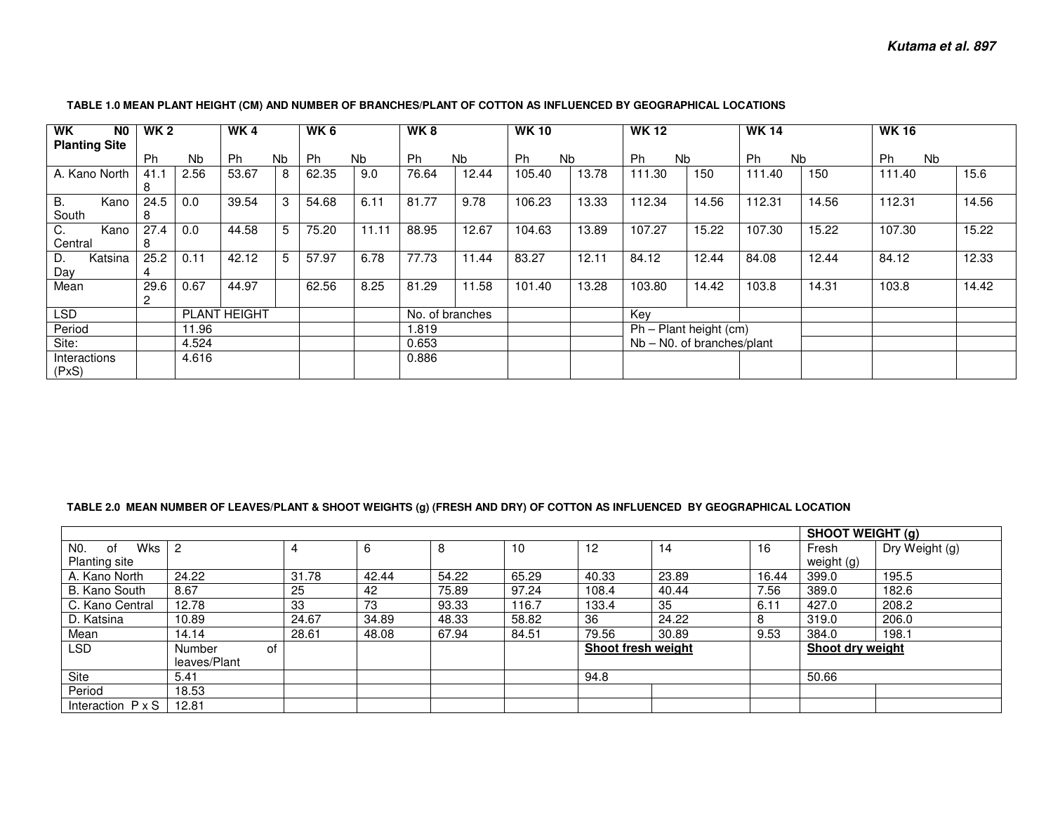**TABLE 1.0 MEAN PLANT HEIGHT (CM) AND NUMBER OF BRANCHES/PLANT OF COTTON AS INFLUENCED BY GEOGRAPHICAL LOCATIONS**

| WK N0 Planting Site | WK 2 | | WK 4 | | WK 6 | | WK 8 | | WK 10 | | WK 12 | | WK 14 | | WK 16 | |
|---|---|---|---|---|---|---|---|---|---|---|---|---|---|---|---|---|
| | Ph | Nb | Ph | Nb | Ph | Nb | Ph | Nb | Ph | Nb | Ph | Nb | Ph | Nb | Ph | Nb |
| A. Kano North | 41.18 | 2.56 | 53.67 | 8 | 62.35 | 9.0 | 76.64 | 12.44 | 105.40 | 13.78 | 111.30 | 150 | 111.40 | 150 | 111.40 | 15.6 |
| B. Kano South | 24.58 | 0.0 | 39.54 | 3 | 54.68 | 6.11 | 81.77 | 9.78 | 106.23 | 13.33 | 112.34 | 14.56 | 112.31 | 14.56 | 112.31 | 14.56 |
| C. Kano Central | 27.48 | 0.0 | 44.58 | 5 | 75.20 | 11.11 | 88.95 | 12.67 | 104.63 | 13.89 | 107.27 | 15.22 | 107.30 | 15.22 | 107.30 | 15.22 |
| D. Katsina Day | 25.24 | 0.11 | 42.12 | 5 | 57.97 | 6.78 | 77.73 | 11.44 | 83.27 | 12.11 | 84.12 | 12.44 | 84.08 | 12.44 | 84.12 | 12.33 |
| Mean | 29.62 | 0.67 | 44.97 | | 62.56 | 8.25 | 81.29 | 11.58 | 101.40 | 13.28 | 103.80 | 14.42 | 103.8 | 14.31 | 103.8 | 14.42 |
| LSD | | PLANT HEIGHT | | | | | No. of branches | | | | Key | | | | | |
| Period | | 11.96 | | | | | 1.819 | | | | Ph – Plant height (cm) | | | | | |
| Site: | | 4.524 | | | | | 0.653 | | | | Nb – N0. of branches/plant | | | | | |
| Interactions (PxS) | | 4.616 | | | | | 0.886 | | | | | | | | | |

**TABLE 2.0 MEAN NUMBER OF LEAVES/PLANT & SHOOT WEIGHTS (g) (FRESH AND DRY) OF COTTON AS INFLUENCED BY GEOGRAPHICAL LOCATION**

| | | | | | | | | | **SHOOT WEIGHT (g)** | |
|---|---|---|---|---|---|---|---|---|---|---|
| N0. of Wks Planting site | 2 | 4 | 6 | 8 | 10 | 12 | 14 | 16 | Fresh weight (g) | Dry Weight (g) |
| A. Kano North | 24.22 | 31.78 | 42.44 | 54.22 | 65.29 | 40.33 | 23.89 | 16.44 | 399.0 | 195.5 |
| B. Kano South | 8.67 | 25 | 42 | 75.89 | 97.24 | 108.4 | 40.44 | 7.56 | 389.0 | 182.6 |
| C. Kano Central | 12.78 | 33 | 73 | 93.33 | 116.7 | 133.4 | 35 | 6.11 | 427.0 | 208.2 |
| D. Katsina | 10.89 | 24.67 | 34.89 | 48.33 | 58.82 | 36 | 24.22 | 8 | 319.0 | 206.0 |
| Mean | 14.14 | 28.61 | 48.08 | 67.94 | 84.51 | 79.56 | 30.89 | 9.53 | 384.0 | 198.1 |
| LSD | Number of leaves/Plant | | | | | **Shoot fresh weight** | | | **Shoot dry weight** | |
| Site | 5.41 | | | | | 94.8 | | | 50.66 | |
| Period | 18.53 | | | | | | | | | |
| Interaction P x S | 12.81 | | | | | | | | | |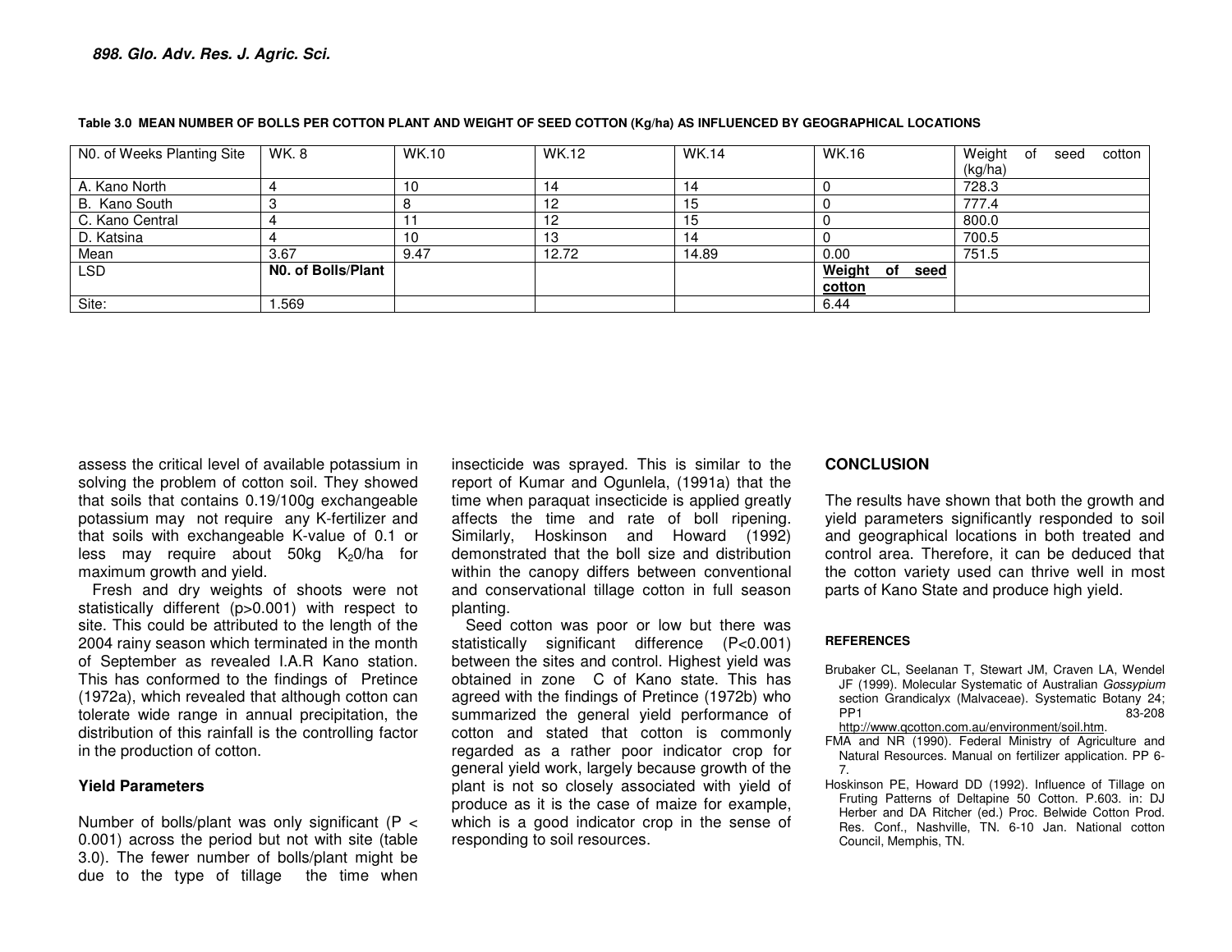**Table 3.0 MEAN NUMBER OF BOLLS PER COTTON PLANT AND WEIGHT OF SEED COTTON (Kg/ha) AS INFLUENCED BY GEOGRAPHICAL LOCATIONS**

| N0. of Weeks Planting Site | WK. 8 | WK.10 | WK.12 | WK.14 | WK.16 | Weight of seed cotton (kg/ha) |
|---|---|---|---|---|---|---|
| A. Kano North | 4 | 10 | 14 | 14 | 0 | 728.3 |
| B. Kano South | 3 | 8 | 12 | 15 | 0 | 777.4 |
| C. Kano Central | 4 | 11 | 12 | 15 | 0 | 800.0 |
| D. Katsina | 4 | 10 | 13 | 14 | 0 | 700.5 |
| Mean | 3.67 | 9.47 | 12.72 | 14.89 | 0.00 | 751.5 |
| LSD | **N0. of Bolls/Plant** | | | | **Weight of seed cotton** | |
| Site: | 1.569 | | | | 6.44 | |

assess the critical level of available potassium in solving the problem of cotton soil. They showed that soils that contains 0.19/100g exchangeable potassium may not require any K-fertilizer and that soils with exchangeable K-value of 0.1 or less may require about 50kg $K_2O$/ha for maximum growth and yield.

Fresh and dry weights of shoots were not statistically different (p>0.001) with respect to site. This could be attributed to the length of the 2004 rainy season which terminated in the month of September as revealed I.A.R Kano station. This has conformed to the findings of Pretince (1972a), which revealed that although cotton can tolerate wide range in annual precipitation, the distribution of this rainfall is the controlling factor in the production of cotton.

### Yield Parameters

Number of bolls/plant was only significant (P < 0.001) across the period but not with site (table 3.0). The fewer number of bolls/plant might be due to the type of tillage the time when insecticide was sprayed. This is similar to the report of Kumar and Ogunlela, (1991a) that the time when paraquat insecticide is applied greatly affects the time and rate of boll ripening. Similarly, Hoskinson and Howard (1992) demonstrated that the boll size and distribution within the canopy differs between conventional and conservational tillage cotton in full season planting.

Seed cotton was poor or low but there was statistically significant difference (P<0.001) between the sites and control. Highest yield was obtained in zone C of Kano state. This has agreed with the findings of Pretince (1972b) who summarized the general yield performance of cotton and stated that cotton is commonly regarded as a rather poor indicator crop for general yield work, largely because growth of the plant is not so closely associated with yield of produce as it is the case of maize for example, which is a good indicator crop in the sense of responding to soil resources.

## CONCLUSION

The results have shown that both the growth and yield parameters significantly responded to soil and geographical locations in both treated and control area. Therefore, it can be deduced that the cotton variety used can thrive well in most parts of Kano State and produce high yield.

## REFERENCES

Brubaker CL, Seelanan T, Stewart JM, Craven LA, Wendel JF (1999). Molecular Systematic of Australian *Gossypium* section Grandicalyx (Malvaceae). Systematic Botany 24; PP1 83-208 http://www.qcotton.com.au/environment/soil.htm.

FMA and NR (1990). Federal Ministry of Agriculture and Natural Resources. Manual on fertilizer application. PP 6-7.

Hoskinson PE, Howard DD (1992). Influence of Tillage on Fruting Patterns of Deltapine 50 Cotton. P.603. in: DJ Herber and DA Ritcher (ed.) Proc. Belwide Cotton Prod. Res. Conf., Nashville, TN. 6-10 Jan. National cotton Council, Memphis, TN.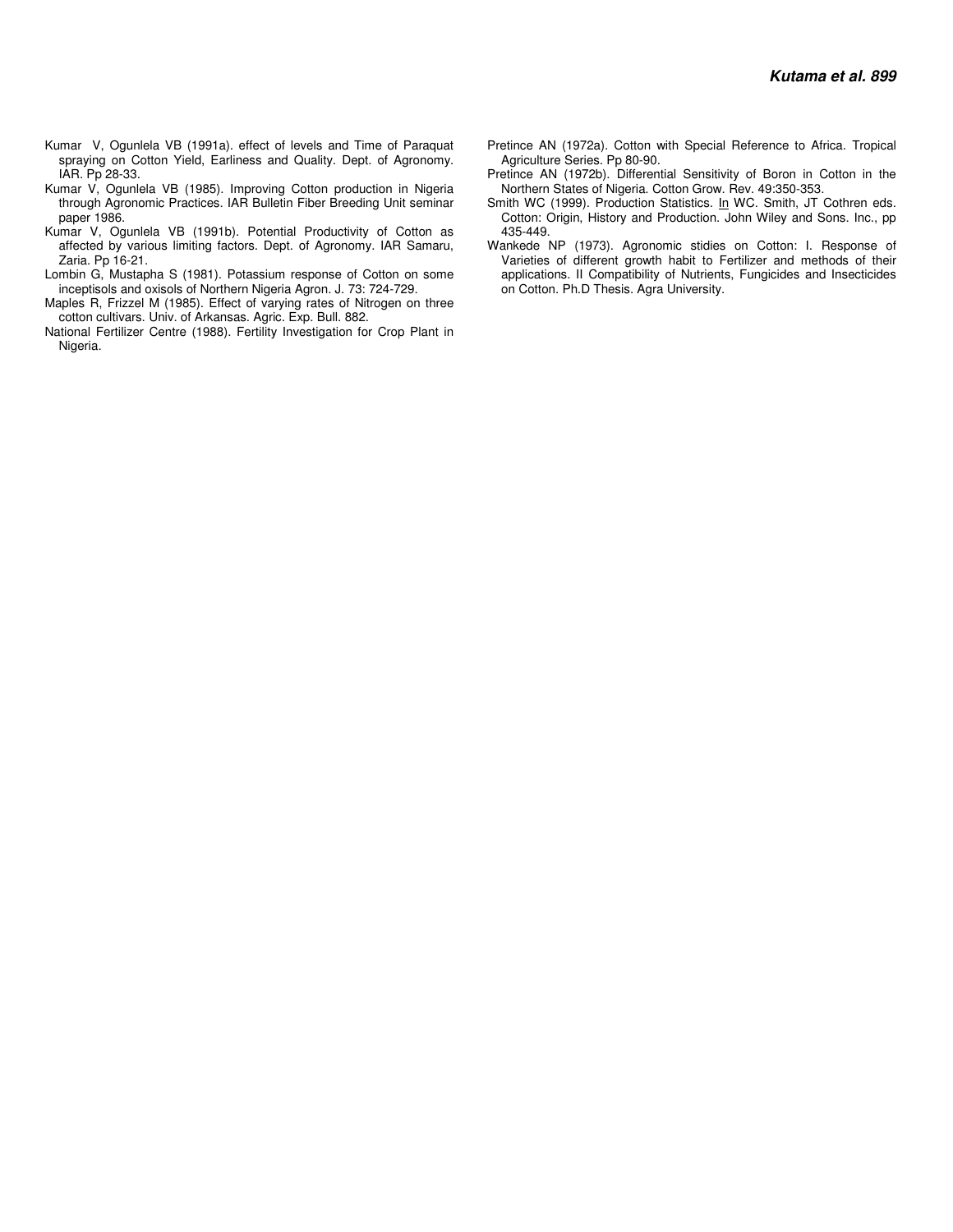Kumar V, Ogunlela VB (1991a). effect of levels and Time of Paraquat spraying on Cotton Yield, Earliness and Quality. Dept. of Agronomy. IAR. Pp 28-33.

Kumar V, Ogunlela VB (1985). Improving Cotton production in Nigeria through Agronomic Practices. IAR Bulletin Fiber Breeding Unit seminar paper 1986.

Kumar V, Ogunlela VB (1991b). Potential Productivity of Cotton as affected by various limiting factors. Dept. of Agronomy. IAR Samaru, Zaria. Pp 16-21.

Lombin G, Mustapha S (1981). Potassium response of Cotton on some inceptisols and oxisols of Northern Nigeria Agron. J. 73: 724-729.

Maples R, Frizzel M (1985). Effect of varying rates of Nitrogen on three cotton cultivars. Univ. of Arkansas. Agric. Exp. Bull. 882.

National Fertilizer Centre (1988). Fertility Investigation for Crop Plant in Nigeria.

Pretince AN (1972a). Cotton with Special Reference to Africa. Tropical Agriculture Series. Pp 80-90.

Pretince AN (1972b). Differential Sensitivity of Boron in Cotton in the Northern States of Nigeria. Cotton Grow. Rev. 49:350-353.

Smith WC (1999). Production Statistics. In WC. Smith, JT Cothren eds. Cotton: Origin, History and Production. John Wiley and Sons. Inc., pp 435-449.

Wankede NP (1973). Agronomic stidies on Cotton: I. Response of Varieties of different growth habit to Fertilizer and methods of their applications. II Compatibility of Nutrients, Fungicides and Insecticides on Cotton. Ph.D Thesis. Agra University.